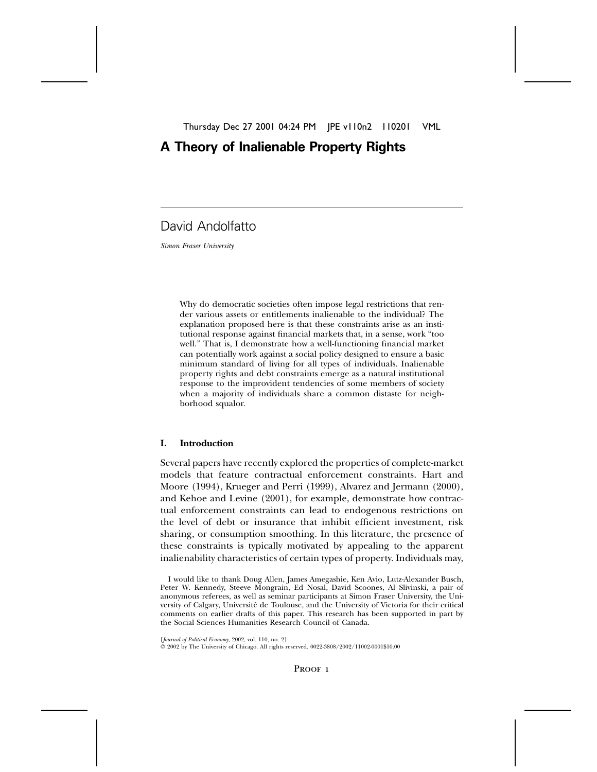# A Theory of Inalienable Property Rights

David Andolfatto

*Simon Fraser University*

Why do democratic societies often impose legal restrictions that render various assets or entitlements inalienable to the individual? The explanation proposed here is that these constraints arise as an institutional response against financial markets that, in a sense, work "too well." That is, I demonstrate how a well-functioning financial market can potentially work against a social policy designed to ensure a basic minimum standard of living for all types of individuals. Inalienable property rights and debt constraints emerge as a natural institutional response to the improvident tendencies of some members of society when a majority of individuals share a common distaste for neighborhood squalor.

## I. Introduction

Several papers have recently explored the properties of complete-market models that feature contractual enforcement constraints. Hart and Moore (1994), Krueger and Perri (1999), Alvarez and Jermann (2000), and Kehoe and Levine (2001), for example, demonstrate how contractual enforcement constraints can lead to endogenous restrictions on the level of debt or insurance that inhibit efficient investment, risk sharing, or consumption smoothing. In this literature, the presence of these constraints is typically motivated by appealing to the apparent inalienability characteristics of certain types of property. Individuals may,

I would like to thank Doug Allen, James Amegashie, Ken Avio, Lutz-Alexander Busch, Peter W. Kennedy, Steeve Mongrain, Ed Nosal, David Scoones, Al Slivinski, a pair of anonymous referees, as well as seminar participants at Simon Fraser University, the University of Calgary, Université de Toulouse, and the University of Victoria for their critical comments on earlier drafts of this paper. This research has been supported in part by the Social Sciences Humanities Research Council of Canada.

[*Journal of Political Economy*, 2002, vol. 110, no. 2]
© 2002 by The University of Chicago. All rights reserved. 0022-3808/2002/11002-0001$10.00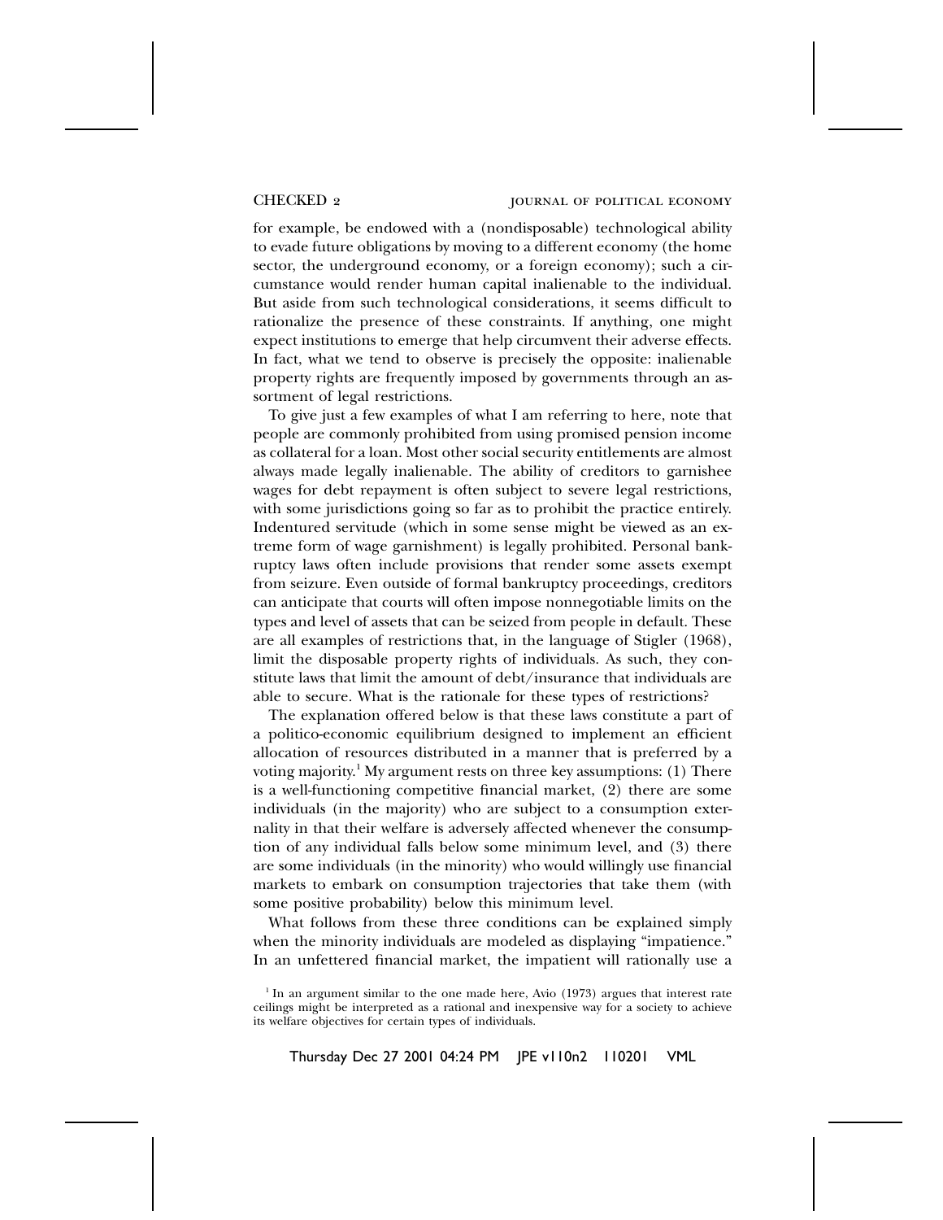for example, be endowed with a (nondisposable) technological ability to evade future obligations by moving to a different economy (the home sector, the underground economy, or a foreign economy); such a circumstance would render human capital inalienable to the individual. But aside from such technological considerations, it seems difficult to rationalize the presence of these constraints. If anything, one might expect institutions to emerge that help circumvent their adverse effects. In fact, what we tend to observe is precisely the opposite: inalienable property rights are frequently imposed by governments through an assortment of legal restrictions.

To give just a few examples of what I am referring to here, note that people are commonly prohibited from using promised pension income as collateral for a loan. Most other social security entitlements are almost always made legally inalienable. The ability of creditors to garnishee wages for debt repayment is often subject to severe legal restrictions, with some jurisdictions going so far as to prohibit the practice entirely. Indentured servitude (which in some sense might be viewed as an extreme form of wage garnishment) is legally prohibited. Personal bankruptcy laws often include provisions that render some assets exempt from seizure. Even outside of formal bankruptcy proceedings, creditors can anticipate that courts will often impose nonnegotiable limits on the types and level of assets that can be seized from people in default. These are all examples of restrictions that, in the language of Stigler (1968), limit the disposable property rights of individuals. As such, they constitute laws that limit the amount of debt/insurance that individuals are able to secure. What is the rationale for these types of restrictions?

The explanation offered below is that these laws constitute a part of a politico-economic equilibrium designed to implement an efficient allocation of resources distributed in a manner that is preferred by a voting majority.[1] My argument rests on three key assumptions: (1) There is a well-functioning competitive financial market, (2) there are some individuals (in the majority) who are subject to a consumption externality in that their welfare is adversely affected whenever the consumption of any individual falls below some minimum level, and (3) there are some individuals (in the minority) who would willingly use financial markets to embark on consumption trajectories that take them (with some positive probability) below this minimum level.

What follows from these three conditions can be explained simply when the minority individuals are modeled as displaying "impatience." In an unfettered financial market, the impatient will rationally use a

[1] In an argument similar to the one made here, Avio (1973) argues that interest rate ceilings might be interpreted as a rational and inexpensive way for a society to achieve its welfare objectives for certain types of individuals.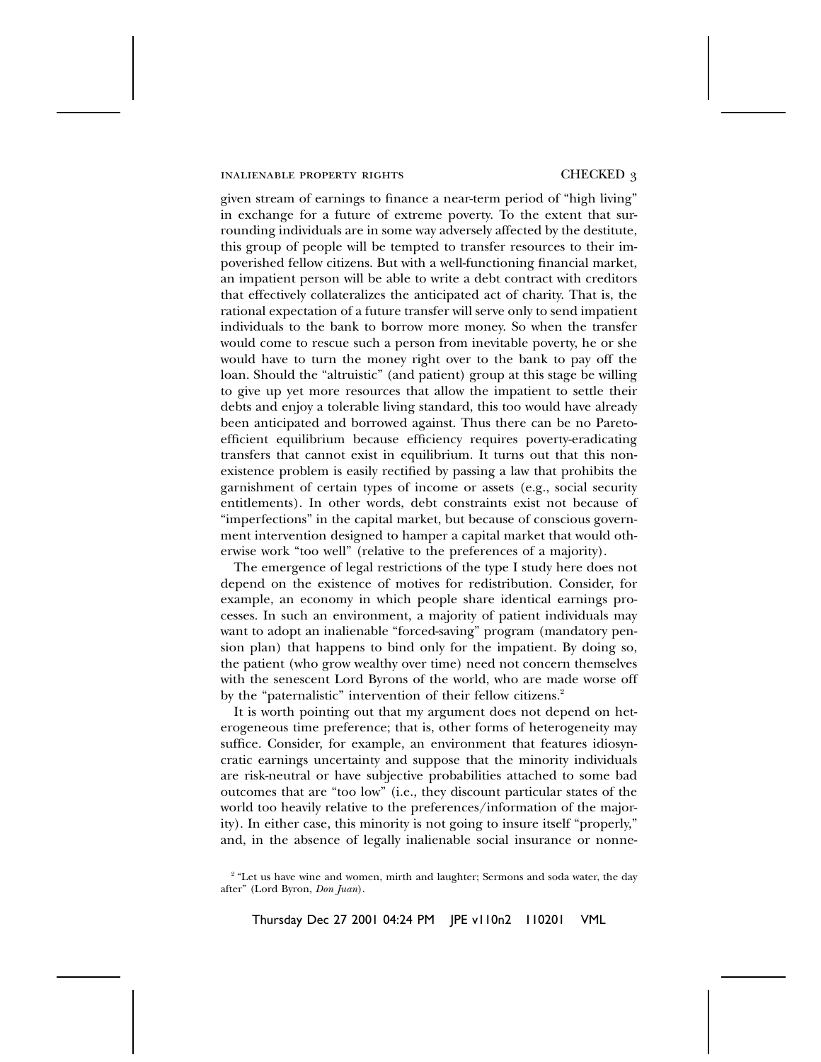given stream of earnings to finance a near-term period of "high living" in exchange for a future of extreme poverty. To the extent that surrounding individuals are in some way adversely affected by the destitute, this group of people will be tempted to transfer resources to their impoverished fellow citizens. But with a well-functioning financial market, an impatient person will be able to write a debt contract with creditors that effectively collateralizes the anticipated act of charity. That is, the rational expectation of a future transfer will serve only to send impatient individuals to the bank to borrow more money. So when the transfer would come to rescue such a person from inevitable poverty, he or she would have to turn the money right over to the bank to pay off the loan. Should the "altruistic" (and patient) group at this stage be willing to give up yet more resources that allow the impatient to settle their debts and enjoy a tolerable living standard, this too would have already been anticipated and borrowed against. Thus there can be no Pareto-efficient equilibrium because efficiency requires poverty-eradicating transfers that cannot exist in equilibrium. It turns out that this nonexistence problem is easily rectified by passing a law that prohibits the garnishment of certain types of income or assets (e.g., social security entitlements). In other words, debt constraints exist not because of "imperfections" in the capital market, but because of conscious government intervention designed to hamper a capital market that would otherwise work "too well" (relative to the preferences of a majority).

The emergence of legal restrictions of the type I study here does not depend on the existence of motives for redistribution. Consider, for example, an economy in which people share identical earnings processes. In such an environment, a majority of patient individuals may want to adopt an inalienable "forced-saving" program (mandatory pension plan) that happens to bind only for the impatient. By doing so, the patient (who grow wealthy over time) need not concern themselves with the senescent Lord Byrons of the world, who are made worse off by the "paternalistic" intervention of their fellow citizens.[2]

It is worth pointing out that my argument does not depend on heterogeneous time preference; that is, other forms of heterogeneity may suffice. Consider, for example, an environment that features idiosyncratic earnings uncertainty and suppose that the minority individuals are risk-neutral or have subjective probabilities attached to some bad outcomes that are "too low" (i.e., they discount particular states of the world too heavily relative to the preferences/information of the majority). In either case, this minority is not going to insure itself "properly," and, in the absence of legally inalienable social insurance or nonne-

[2] "Let us have wine and women, mirth and laughter; Sermons and soda water, the day after" (Lord Byron, *Don Juan*).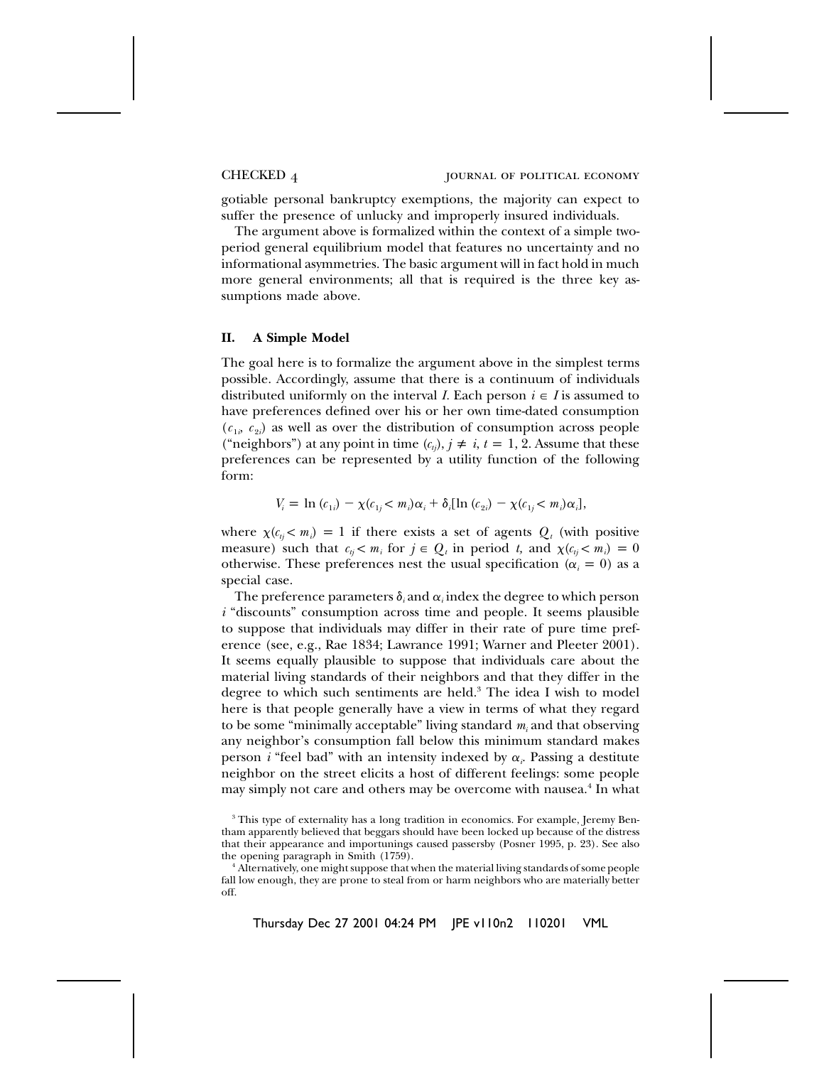gotiable personal bankruptcy exemptions, the majority can expect to suffer the presence of unlucky and improperly insured individuals.

The argument above is formalized within the context of a simple two-period general equilibrium model that features no uncertainty and no informational asymmetries. The basic argument will in fact hold in much more general environments; all that is required is the three key assumptions made above.

## II. A Simple Model

The goal here is to formalize the argument above in the simplest terms possible. Accordingly, assume that there is a continuum of individuals distributed uniformly on the interval $I$. Each person $i \in I$ is assumed to have preferences defined over his or her own time-dated consumption $(c_{1i}, c_{2i})$ as well as over the distribution of consumption across people ("neighbors") at any point in time $(c_{tj})$, $j \neq i$, $t = 1, 2$. Assume that these preferences can be represented by a utility function of the following form:

$$V_i = \ln(c_{1i}) - \chi(c_{1j} < m_i)\alpha_i + \delta_i[\ln(c_{2i}) - \chi(c_{1j} < m_i)\alpha_i],$$

where $\chi(c_{tj} < m_i) = 1$ if there exists a set of agents $Q_t$ (with positive measure) such that $c_{tj} < m_i$ for $j \in Q_t$ in period $t$, and $\chi(c_{tj} < m_i) = 0$ otherwise. These preferences nest the usual specification ($\alpha_i = 0$) as a special case.

The preference parameters $\delta_i$ and $\alpha_i$ index the degree to which person $i$ "discounts" consumption across time and people. It seems plausible to suppose that individuals may differ in their rate of pure time preference (see, e.g., Rae 1834; Lawrance 1991; Warner and Pleeter 2001). It seems equally plausible to suppose that individuals care about the material living standards of their neighbors and that they differ in the degree to which such sentiments are held.[3] The idea I wish to model here is that people generally have a view in terms of what they regard to be some "minimally acceptable" living standard $m_i$ and that observing any neighbor's consumption fall below this minimum standard makes person $i$ "feel bad" with an intensity indexed by $\alpha_i$. Passing a destitute neighbor on the street elicits a host of different feelings: some people may simply not care and others may be overcome with nausea.[4] In what

[3] This type of externality has a long tradition in economics. For example, Jeremy Bentham apparently believed that beggars should have been locked up because of the distress that their appearance and importunings caused passersby (Posner 1995, p. 23). See also the opening paragraph in Smith (1759).

[4] Alternatively, one might suppose that when the material living standards of some people fall low enough, they are prone to steal from or harm neighbors who are materially better off.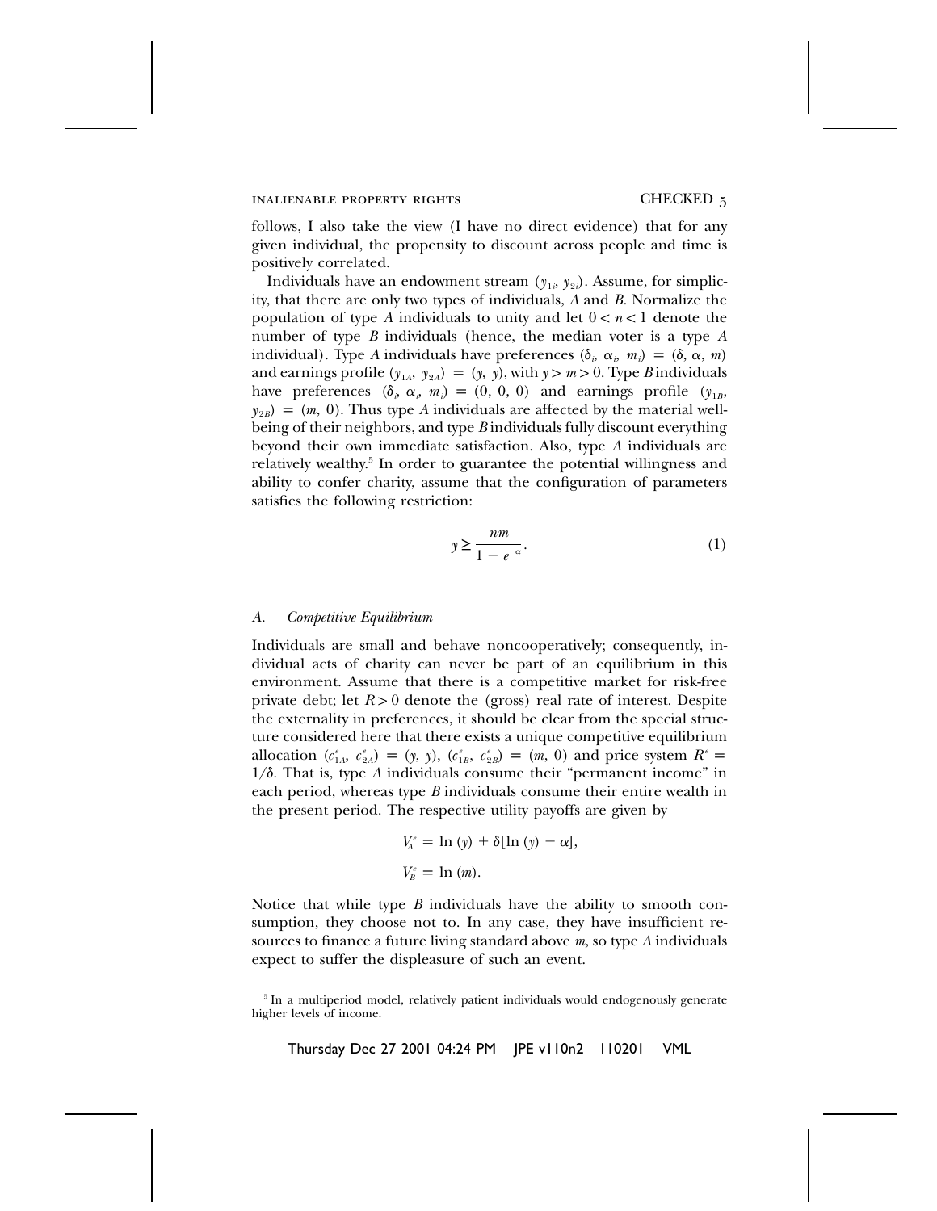follows, I also take the view (I have no direct evidence) that for any given individual, the propensity to discount across people and time is positively correlated.

Individuals have an endowment stream $(y_{1i}, y_{2i})$. Assume, for simplicity, that there are only two types of individuals, $A$ and $B$. Normalize the population of type $A$ individuals to unity and let $0 < n < 1$ denote the number of type $B$ individuals (hence, the median voter is a type $A$ individual). Type $A$ individuals have preferences $(\delta_i, \alpha_i, m_i) = (\delta, \alpha, m)$ and earnings profile $(y_{1A}, y_{2A}) = (y, y)$, with $y > m > 0$. Type $B$ individuals have preferences $(\delta_i, \alpha_i, m_i) = (0, 0, 0)$ and earnings profile $(y_{1B}, y_{2B}) = (m, 0)$. Thus type $A$ individuals are affected by the material well-being of their neighbors, and type $B$ individuals fully discount everything beyond their own immediate satisfaction. Also, type $A$ individuals are relatively wealthy.[5] In order to guarantee the potential willingness and ability to confer charity, assume that the configuration of parameters satisfies the following restriction:

$$y \geq \frac{nm}{1 - e^{-\alpha}}. \tag{1}$$

### A. *Competitive Equilibrium*

Individuals are small and behave noncooperatively; consequently, individual acts of charity can never be part of an equilibrium in this environment. Assume that there is a competitive market for risk-free private debt; let $R > 0$ denote the (gross) real rate of interest. Despite the externality in preferences, it should be clear from the special structure considered here that there exists a unique competitive equilibrium allocation $(c^e_{1A}, c^e_{2A}) = (y, y)$, $(c^e_{1B}, c^e_{2B}) = (m, 0)$ and price system $R^e = 1/\delta$. That is, type $A$ individuals consume their "permanent income" in each period, whereas type $B$ individuals consume their entire wealth in the present period. The respective utility payoffs are given by

$$V^e_A = \ln(y) + \delta[\ln(y) - \alpha],$$

$$V^e_B = \ln(m).$$

Notice that while type $B$ individuals have the ability to smooth consumption, they choose not to. In any case, they have insufficient resources to finance a future living standard above $m$, so type $A$ individuals expect to suffer the displeasure of such an event.

[5] In a multiperiod model, relatively patient individuals would endogenously generate higher levels of income.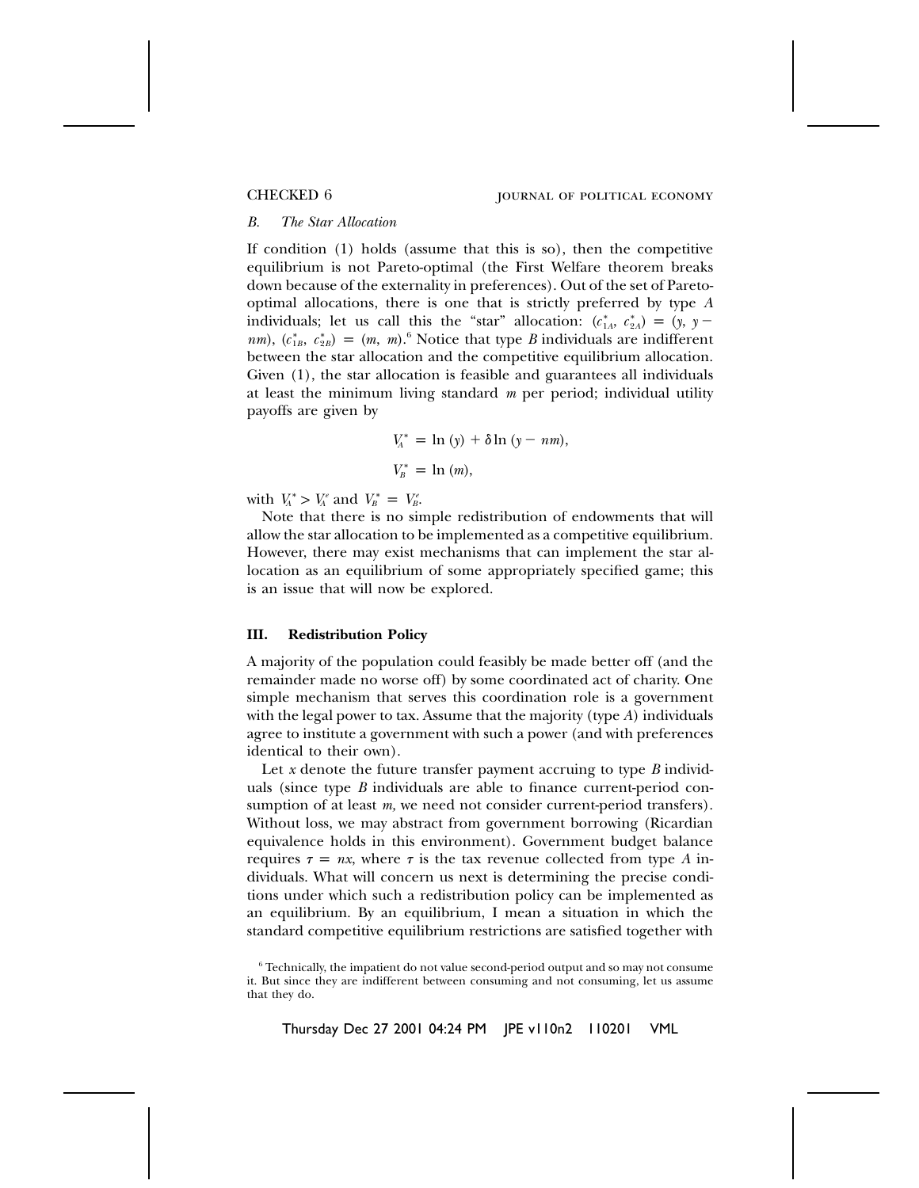### *B. The Star Allocation*

If condition (1) holds (assume that this is so), then the competitive equilibrium is not Pareto-optimal (the First Welfare theorem breaks down because of the externality in preferences). Out of the set of Pareto-optimal allocations, there is one that is strictly preferred by type $A$ individuals; let us call this the "star" allocation: $(c^*_{1A}, c^*_{2A}) = (y, y - nm)$, $(c^*_{1B}, c^*_{2B}) = (m, m)$.[6] Notice that type $B$ individuals are indifferent between the star allocation and the competitive equilibrium allocation. Given (1), the star allocation is feasible and guarantees all individuals at least the minimum living standard $m$ per period; individual utility payoffs are given by

$$V^*_A = \ln(y) + \delta \ln(y - nm),$$

$$V^*_B = \ln(m),$$

with $V^*_A > V^e_A$ and $V^*_B = V^e_B$.

Note that there is no simple redistribution of endowments that will allow the star allocation to be implemented as a competitive equilibrium. However, there may exist mechanisms that can implement the star allocation as an equilibrium of some appropriately specified game; this is an issue that will now be explored.

## III. Redistribution Policy

A majority of the population could feasibly be made better off (and the remainder made no worse off) by some coordinated act of charity. One simple mechanism that serves this coordination role is a government with the legal power to tax. Assume that the majority (type $A$) individuals agree to institute a government with such a power (and with preferences identical to their own).

Let $x$ denote the future transfer payment accruing to type $B$ individuals (since type $B$ individuals are able to finance current-period consumption of at least $m$, we need not consider current-period transfers). Without loss, we may abstract from government borrowing (Ricardian equivalence holds in this environment). Government budget balance requires $\tau = nx$, where $\tau$ is the tax revenue collected from type $A$ individuals. What will concern us next is determining the precise conditions under which such a redistribution policy can be implemented as an equilibrium. By an equilibrium, I mean a situation in which the standard competitive equilibrium restrictions are satisfied together with

[6] Technically, the impatient do not value second-period output and so may not consume it. But since they are indifferent between consuming and not consuming, let us assume that they do.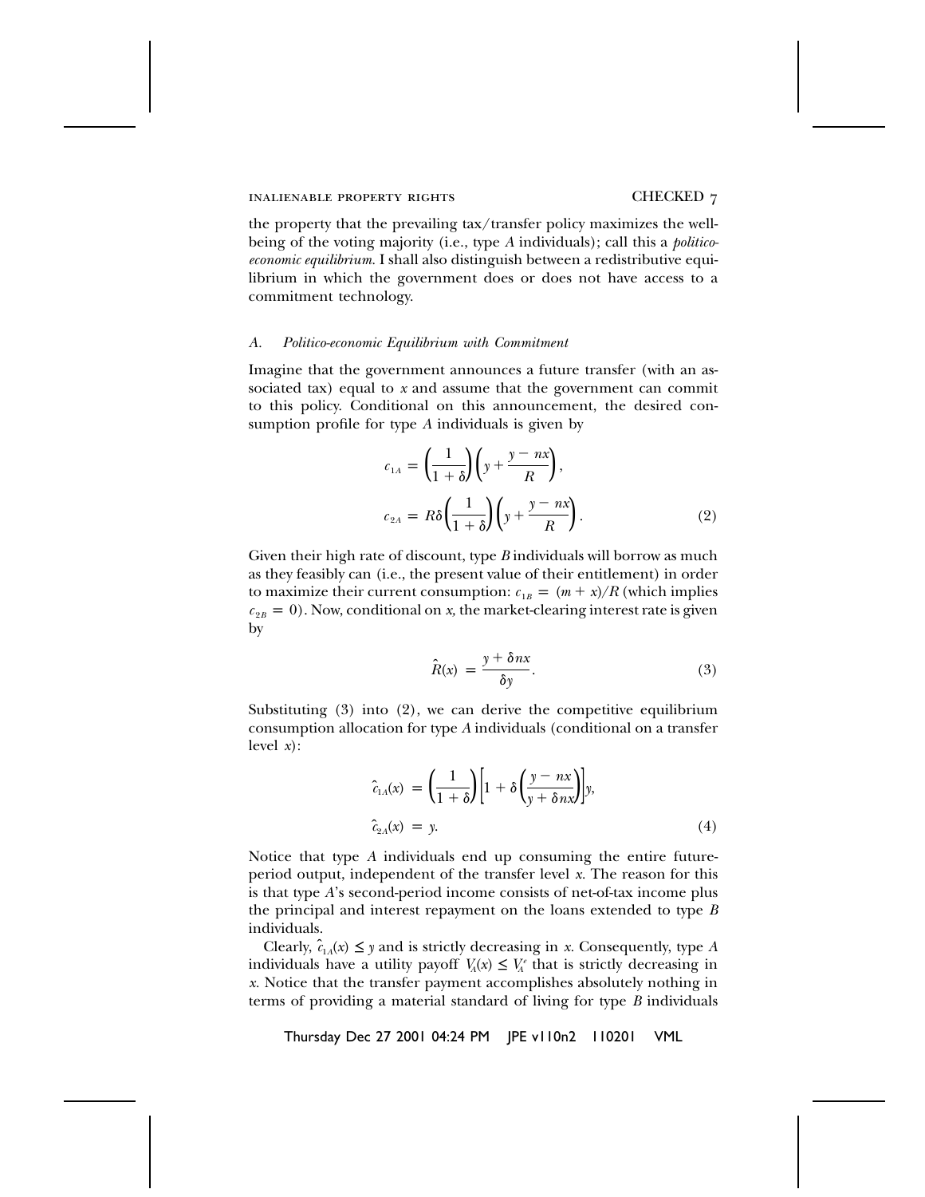the property that the prevailing tax/transfer policy maximizes the well-being of the voting majority (i.e., type $A$ individuals); call this a *politico-economic equilibrium*. I shall also distinguish between a redistributive equilibrium in which the government does or does not have access to a commitment technology.

### A. *Politico-economic Equilibrium with Commitment*

Imagine that the government announces a future transfer (with an associated tax) equal to $x$ and assume that the government can commit to this policy. Conditional on this announcement, the desired consumption profile for type $A$ individuals is given by

$$c_{1A} = \left(\frac{1}{1+\delta}\right)\left(y + \frac{y - nx}{R}\right),$$

$$c_{2A} = R\delta\left(\frac{1}{1+\delta}\right)\left(y + \frac{y - nx}{R}\right). \tag{2}$$

Given their high rate of discount, type $B$ individuals will borrow as much as they feasibly can (i.e., the present value of their entitlement) in order to maximize their current consumption: $c_{1B} = (m + x)/R$ (which implies $c_{2B} = 0$). Now, conditional on $x$, the market-clearing interest rate is given by

$$\hat{R}(x) = \frac{y + \delta n x}{\delta y}. \tag{3}$$

Substituting (3) into (2), we can derive the competitive equilibrium consumption allocation for type $A$ individuals (conditional on a transfer level $x$):

$$\hat{c}_{1A}(x) = \left(\frac{1}{1+\delta}\right)\left[1 + \delta\left(\frac{y - nx}{y + \delta nx}\right)\right]y,$$

$$\hat{c}_{2A}(x) = y. \tag{4}$$

Notice that type $A$ individuals end up consuming the entire future-period output, independent of the transfer level $x$. The reason for this is that type $A$'s second-period income consists of net-of-tax income plus the principal and interest repayment on the loans extended to type $B$ individuals.

Clearly, $\hat{c}_{1A}(x) \leq y$ and is strictly decreasing in $x$. Consequently, type $A$ individuals have a utility payoff $V_A(x) \leq V_A^e$ that is strictly decreasing in $x$. Notice that the transfer payment accomplishes absolutely nothing in terms of providing a material standard of living for type $B$ individuals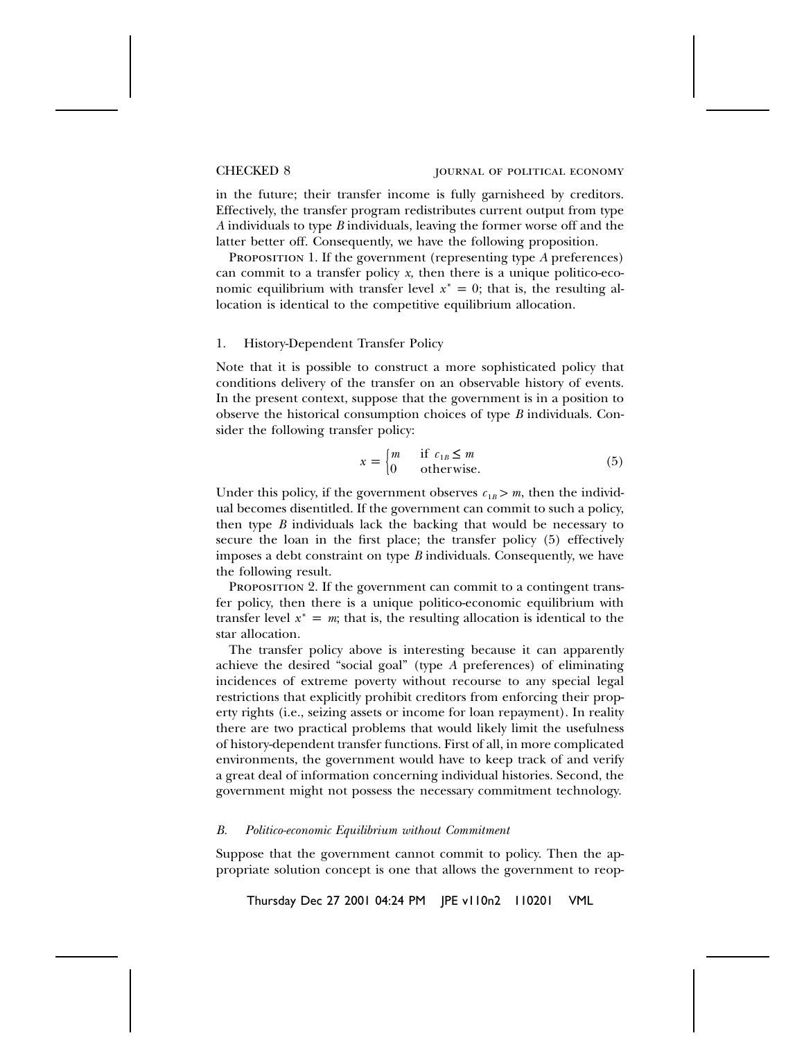in the future; their transfer income is fully garnisheed by creditors. Effectively, the transfer program redistributes current output from type $A$ individuals to type $B$ individuals, leaving the former worse off and the latter better off. Consequently, we have the following proposition.

Proposition 1. If the government (representing type $A$ preferences) can commit to a transfer policy $x$, then there is a unique politico-economic equilibrium with transfer level $x^* = 0$; that is, the resulting allocation is identical to the competitive equilibrium allocation.

### 1. History-Dependent Transfer Policy

Note that it is possible to construct a more sophisticated policy that conditions delivery of the transfer on an observable history of events. In the present context, suppose that the government is in a position to observe the historical consumption choices of type $B$ individuals. Consider the following transfer policy:

$$x = \begin{cases} m & \text{if } c_{1B} \leq m \\ 0 & \text{otherwise.} \end{cases} \tag{5}$$

Under this policy, if the government observes $c_{1B} > m$, then the individual becomes disentitled. If the government can commit to such a policy, then type $B$ individuals lack the backing that would be necessary to secure the loan in the first place; the transfer policy (5) effectively imposes a debt constraint on type $B$ individuals. Consequently, we have the following result.

Proposition 2. If the government can commit to a contingent transfer policy, then there is a unique politico-economic equilibrium with transfer level $x^* = m$; that is, the resulting allocation is identical to the star allocation.

The transfer policy above is interesting because it can apparently achieve the desired "social goal" (type $A$ preferences) of eliminating incidences of extreme poverty without recourse to any special legal restrictions that explicitly prohibit creditors from enforcing their property rights (i.e., seizing assets or income for loan repayment). In reality there are two practical problems that would likely limit the usefulness of history-dependent transfer functions. First of all, in more complicated environments, the government would have to keep track of and verify a great deal of information concerning individual histories. Second, the government might not possess the necessary commitment technology.

### *B. Politico-economic Equilibrium without Commitment*

Suppose that the government cannot commit to policy. Then the appropriate solution concept is one that allows the government to reop-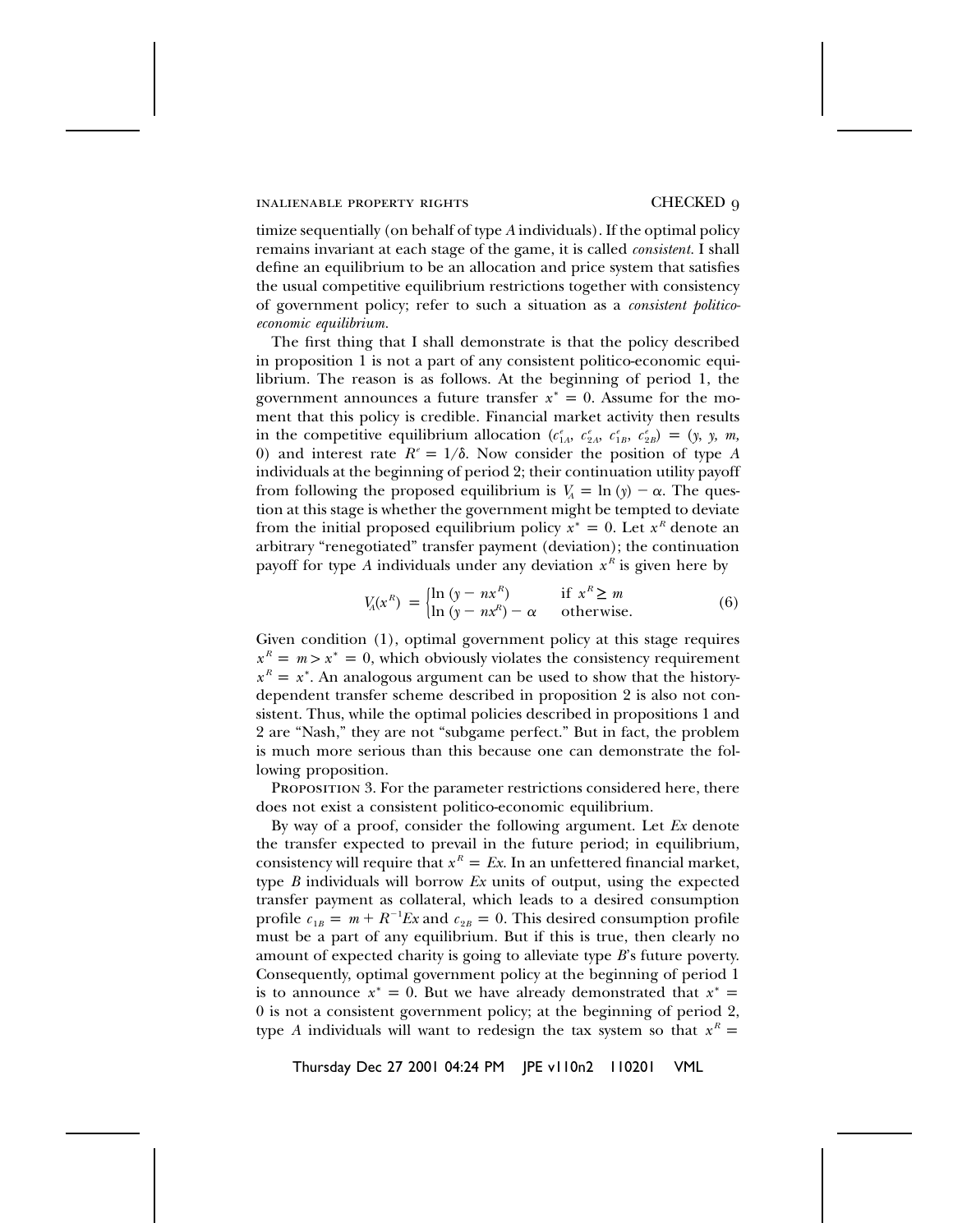timize sequentially (on behalf of type $A$ individuals). If the optimal policy remains invariant at each stage of the game, it is called *consistent*. I shall define an equilibrium to be an allocation and price system that satisfies the usual competitive equilibrium restrictions together with consistency of government policy; refer to such a situation as a *consistent politico-economic equilibrium*.

The first thing that I shall demonstrate is that the policy described in proposition 1 is not a part of any consistent politico-economic equilibrium. The reason is as follows. At the beginning of period 1, the government announces a future transfer $x^* = 0$. Assume for the moment that this policy is credible. Financial market activity then results in the competitive equilibrium allocation $(c^e_{1A}, c^e_{2A}, c^e_{1B}, c^e_{2B}) = (y, y, m, 0)$ and interest rate $R^e = 1/\delta$. Now consider the position of type $A$ individuals at the beginning of period 2; their continuation utility payoff from following the proposed equilibrium is $V_A = \ln(y) - \alpha$. The question at this stage is whether the government might be tempted to deviate from the initial proposed equilibrium policy $x^* = 0$. Let $x^R$ denote an arbitrary "renegotiated" transfer payment (deviation); the continuation payoff for type $A$ individuals under any deviation $x^R$ is given here by

$$V_A(x^R) = \begin{cases} \ln(y - nx^R) & \text{if } x^R \geq m \\ \ln(y - nx^R) - \alpha & \text{otherwise.} \end{cases} \tag{6}$$

Given condition (1), optimal government policy at this stage requires $x^R = m > x^* = 0$, which obviously violates the consistency requirement $x^R = x^*$. An analogous argument can be used to show that the history-dependent transfer scheme described in proposition 2 is also not consistent. Thus, while the optimal policies described in propositions 1 and 2 are "Nash," they are not "subgame perfect." But in fact, the problem is much more serious than this because one can demonstrate the following proposition.

Proposition 3. For the parameter restrictions considered here, there does not exist a consistent politico-economic equilibrium.

By way of a proof, consider the following argument. Let $Ex$ denote the transfer expected to prevail in the future period; in equilibrium, consistency will require that $x^R = Ex$. In an unfettered financial market, type $B$ individuals will borrow $Ex$ units of output, using the expected transfer payment as collateral, which leads to a desired consumption profile $c_{1B} = m + R^{-1}Ex$ and $c_{2B} = 0$. This desired consumption profile must be a part of any equilibrium. But if this is true, then clearly no amount of expected charity is going to alleviate type $B$'s future poverty. Consequently, optimal government policy at the beginning of period 1 is to announce $x^* = 0$. But we have already demonstrated that $x^* = 0$ is not a consistent government policy; at the beginning of period 2, type $A$ individuals will want to redesign the tax system so that $x^R =$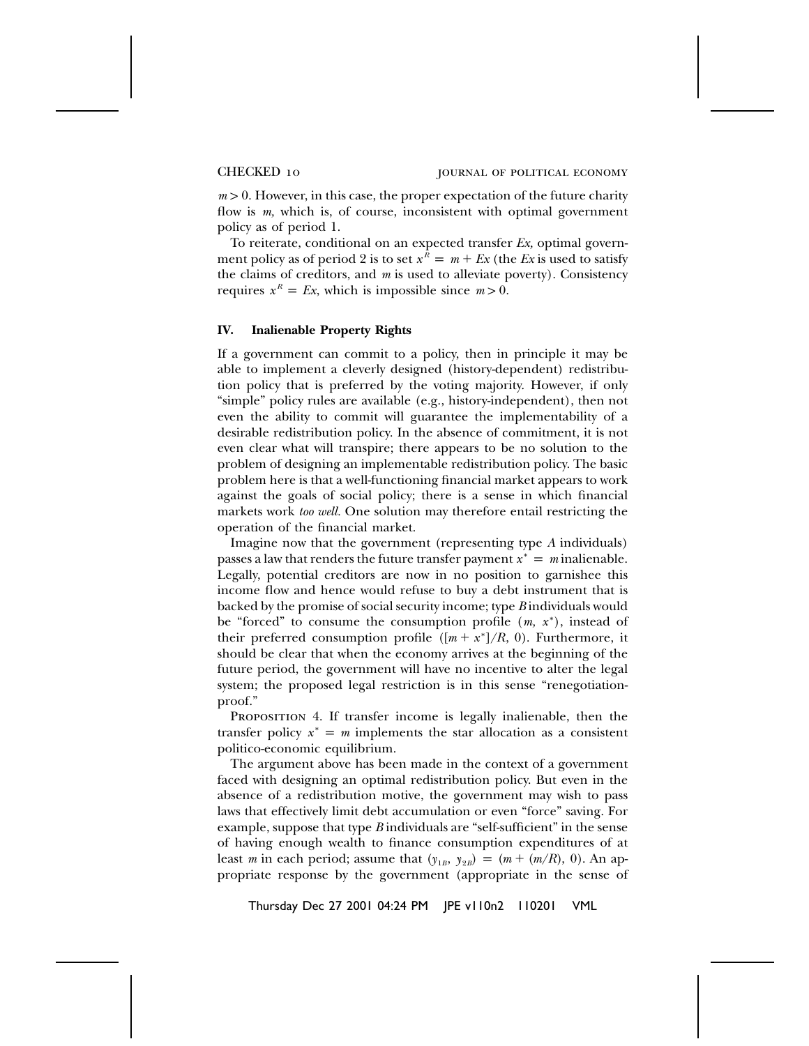$m > 0$. However, in this case, the proper expectation of the future charity flow is $m$, which is, of course, inconsistent with optimal government policy as of period 1.

To reiterate, conditional on an expected transfer $Ex$, optimal government policy as of period 2 is to set $x^R = m + Ex$ (the $Ex$ is used to satisfy the claims of creditors, and $m$ is used to alleviate poverty). Consistency requires $x^R = Ex$, which is impossible since $m > 0$.

## IV. Inalienable Property Rights

If a government can commit to a policy, then in principle it may be able to implement a cleverly designed (history-dependent) redistribution policy that is preferred by the voting majority. However, if only "simple" policy rules are available (e.g., history-independent), then not even the ability to commit will guarantee the implementability of a desirable redistribution policy. In the absence of commitment, it is not even clear what will transpire; there appears to be no solution to the problem of designing an implementable redistribution policy. The basic problem here is that a well-functioning financial market appears to work against the goals of social policy; there is a sense in which financial markets work *too well.* One solution may therefore entail restricting the operation of the financial market.

Imagine now that the government (representing type $A$ individuals) passes a law that renders the future transfer payment $x^* = m$ inalienable. Legally, potential creditors are now in no position to garnishee this income flow and hence would refuse to buy a debt instrument that is backed by the promise of social security income; type $B$ individuals would be "forced" to consume the consumption profile $(m, x^*)$, instead of their preferred consumption profile $([m + x^*]/R, 0)$. Furthermore, it should be clear that when the economy arrives at the beginning of the future period, the government will have no incentive to alter the legal system; the proposed legal restriction is in this sense "renegotiation-proof."

Proposition 4. If transfer income is legally inalienable, then the transfer policy $x^* = m$ implements the star allocation as a consistent politico-economic equilibrium.

The argument above has been made in the context of a government faced with designing an optimal redistribution policy. But even in the absence of a redistribution motive, the government may wish to pass laws that effectively limit debt accumulation or even "force" saving. For example, suppose that type $B$ individuals are "self-sufficient" in the sense of having enough wealth to finance consumption expenditures of at least $m$ in each period; assume that $(y_{1B}, y_{2B}) = (m + (m/R), 0)$. An appropriate response by the government (appropriate in the sense of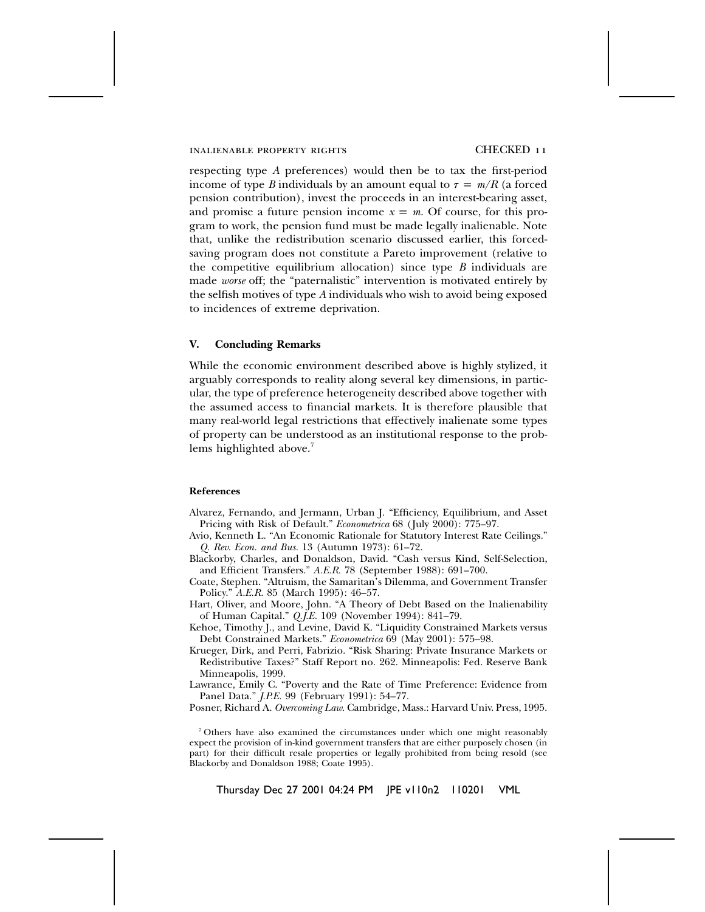respecting type $A$ preferences) would then be to tax the first-period income of type $B$ individuals by an amount equal to $\tau = m/R$ (a forced pension contribution), invest the proceeds in an interest-bearing asset, and promise a future pension income $x = m$. Of course, for this program to work, the pension fund must be made legally inalienable. Note that, unlike the redistribution scenario discussed earlier, this forced-saving program does not constitute a Pareto improvement (relative to the competitive equilibrium allocation) since type $B$ individuals are made *worse* off; the "paternalistic" intervention is motivated entirely by the selfish motives of type $A$ individuals who wish to avoid being exposed to incidences of extreme deprivation.

## V. Concluding Remarks

While the economic environment described above is highly stylized, it arguably corresponds to reality along several key dimensions, in particular, the type of preference heterogeneity described above together with the assumed access to financial markets. It is therefore plausible that many real-world legal restrictions that effectively inalienate some types of property can be understood as an institutional response to the problems highlighted above.[7]

### References

Alvarez, Fernando, and Jermann, Urban J. "Efficiency, Equilibrium, and Asset Pricing with Risk of Default." *Econometrica* 68 (July 2000): 775–97.

Avio, Kenneth L. "An Economic Rationale for Statutory Interest Rate Ceilings." *Q. Rev. Econ. and Bus.* 13 (Autumn 1973): 61–72.

Blackorby, Charles, and Donaldson, David. "Cash versus Kind, Self-Selection, and Efficient Transfers." *A.E.R.* 78 (September 1988): 691–700.

Coate, Stephen. "Altruism, the Samaritan's Dilemma, and Government Transfer Policy." *A.E.R.* 85 (March 1995): 46–57.

Hart, Oliver, and Moore, John. "A Theory of Debt Based on the Inalienability of Human Capital." *Q.J.E.* 109 (November 1994): 841–79.

Kehoe, Timothy J., and Levine, David K. "Liquidity Constrained Markets versus Debt Constrained Markets." *Econometrica* 69 (May 2001): 575–98.

Krueger, Dirk, and Perri, Fabrizio. "Risk Sharing: Private Insurance Markets or Redistributive Taxes?" Staff Report no. 262. Minneapolis: Fed. Reserve Bank Minneapolis, 1999.

Lawrance, Emily C. "Poverty and the Rate of Time Preference: Evidence from Panel Data." *J.P.E.* 99 (February 1991): 54–77.

Posner, Richard A. *Overcoming Law*. Cambridge, Mass.: Harvard Univ. Press, 1995.

[7] Others have also examined the circumstances under which one might reasonably expect the provision of in-kind government transfers that are either purposely chosen (in part) for their difficult resale properties or legally prohibited from being resold (see Blackorby and Donaldson 1988; Coate 1995).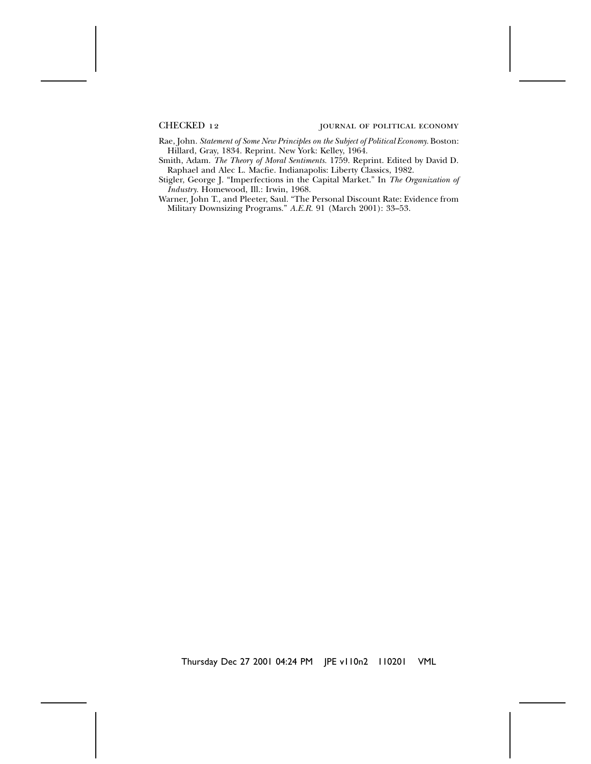Rae, John. *Statement of Some New Principles on the Subject of Political Economy.* Boston: Hillard, Gray, 1834. Reprint. New York: Kelley, 1964.

Smith, Adam. *The Theory of Moral Sentiments.* 1759. Reprint. Edited by David D. Raphael and Alec L. Macfie. Indianapolis: Liberty Classics, 1982.

Stigler, George J. "Imperfections in the Capital Market." In *The Organization of Industry.* Homewood, Ill.: Irwin, 1968.

Warner, John T., and Pleeter, Saul. "The Personal Discount Rate: Evidence from Military Downsizing Programs." *A.E.R.* 91 (March 2001): 33–53.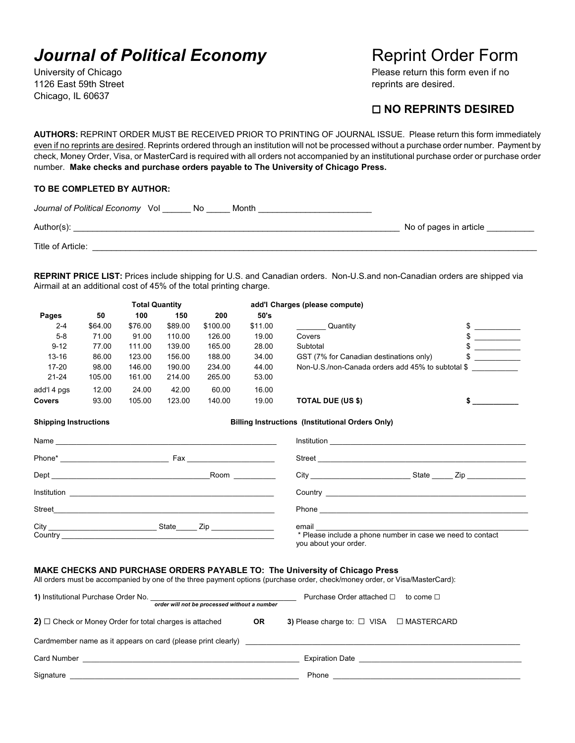# *Journal of Political Economy*

University of Chicago
1126 East 59th Street
Chicago, IL 60637

# Reprint Order Form

Please return this form even if no reprints are desired.

☐ **NO REPRINTS DESIRED**

**AUTHORS:** REPRINT ORDER MUST BE RECEIVED PRIOR TO PRINTING OF JOURNAL ISSUE. Please return this form immediately even if no reprints are desired. Reprints ordered through an institution will not be processed without a purchase order number. Payment by check, Money Order, Visa, or MasterCard is required with all orders not accompanied by an institutional purchase order or purchase order number. **Make checks and purchase orders payable to The University of Chicago Press.**

**TO BE COMPLETED BY AUTHOR:**

*Journal of Political Economy* Vol ______ No _____ Month ________________________

Author(s): ________________________________________ No of pages in article __________

Title of Article: ________________________________________________

**REPRINT PRICE LIST:** Prices include shipping for U.S. and Canadian orders. Non-U.S.and non-Canadian orders are shipped via Airmail at an additional cost of 45% of the total printing charge.

| | **Total Quantity** | | | | **add'l Charges (please compute)** |
|---|---|---|---|---|---|
| **Pages** | **50** | **100** | **150** | **200** | **50's** |
| 2-4 | $64.00 | $76.00 | $89.00 | $100.00 | $11.00 |
| 5-8 | 71.00 | 91.00 | 110.00 | 126.00 | 19.00 |
| 9-12 | 77.00 | 111.00 | 139.00 | 165.00 | 28.00 |
| 13-16 | 86.00 | 123.00 | 156.00 | 188.00 | 34.00 |
| 17-20 | 98.00 | 146.00 | 190.00 | 234.00 | 44.00 |
| 21-24 | 105.00 | 161.00 | 214.00 | 265.00 | 53.00 |
| add'l 4 pgs | 12.00 | 24.00 | 42.00 | 60.00 | 16.00 |
| **Covers** | 93.00 | 105.00 | 123.00 | 140.00 | 19.00 |

_______ Quantity $ ___________
Covers $ ___________
Subtotal $ ___________
GST (7% for Canadian destinations only) $ ___________
Non-U.S./non-Canada orders add 45% to subtotal $ ___________
**TOTAL DUE (US $) $ ___________**

**Shipping Instructions**

Name ________________________________________________
Phone* ______________________ Fax ____________________
Dept ____________________________________Room __________
Institution ____________________________________________
Street ________________________________________________
City __________________________ State_____ Zip _______________
Country _______________________________________________

**Billing Instructions (Institutional Orders Only)**

Institution ____________________________________________
Street ________________________________________________
City ________________________ State _____ Zip ______________
Country _______________________________________________
Phone ________________________________________________
email ________________________________________________
\* Please include a phone number in case we need to contact you about your order.

**MAKE CHECKS AND PURCHASE ORDERS PAYABLE TO: The University of Chicago Press**
All orders must be accompanied by one of the three payment options (purchase order, check/money order, or Visa/MasterCard):

**1)** Institutional Purchase Order No. __________________________ Purchase Order attached ☐ to come ☐
***order will not be processed without a number***

**2)** ☐ Check or Money Order for total charges is attached **OR** **3)** Please charge to: ☐ VISA ☐ MASTERCARD

Cardmember name as it appears on card (please print clearly) ________________________________________

Card Number ______________________________________ Expiration Date ______________________________

Signature ________________________________________ Phone ______________________________________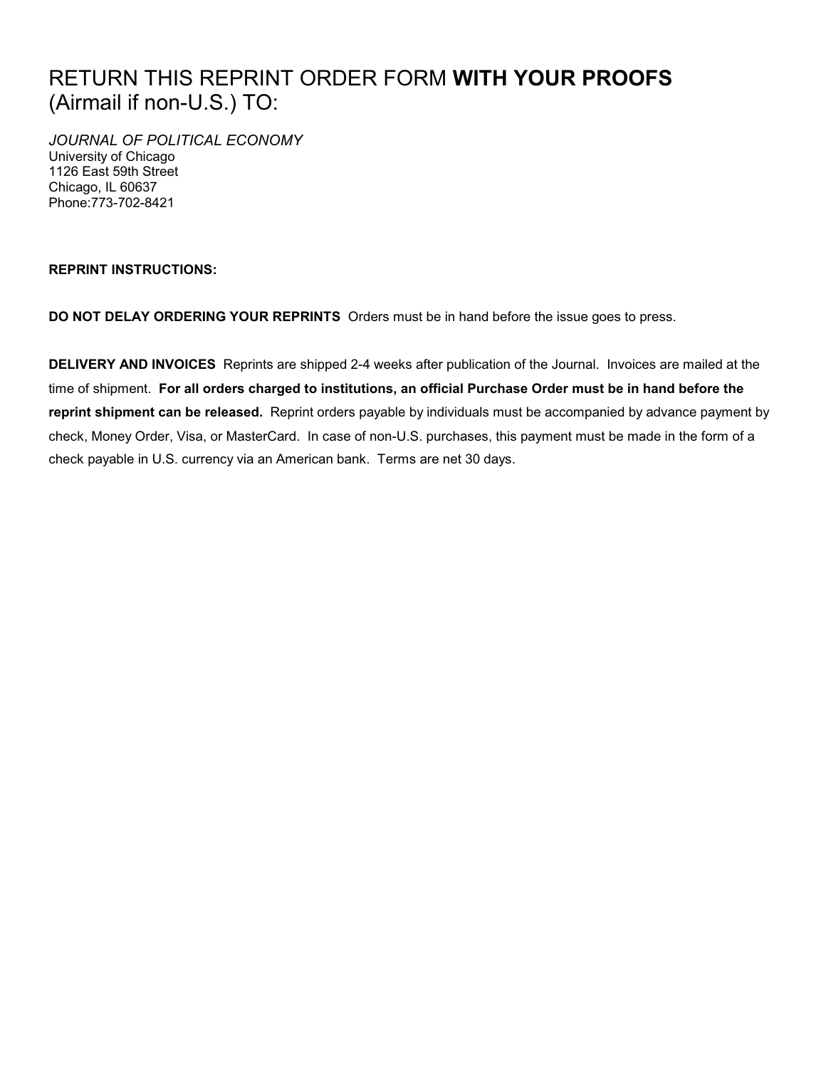# RETURN THIS REPRINT ORDER FORM **WITH YOUR PROOFS** (Airmail if non-U.S.) TO:

*JOURNAL OF POLITICAL ECONOMY*
University of Chicago
1126 East 59th Street
Chicago, IL 60637
Phone:773-702-8421

**REPRINT INSTRUCTIONS:**

**DO NOT DELAY ORDERING YOUR REPRINTS** Orders must be in hand before the issue goes to press.

**DELIVERY AND INVOICES** Reprints are shipped 2-4 weeks after publication of the Journal. Invoices are mailed at the time of shipment. **For all orders charged to institutions, an official Purchase Order must be in hand before the reprint shipment can be released.** Reprint orders payable by individuals must be accompanied by advance payment by check, Money Order, Visa, or MasterCard. In case of non-U.S. purchases, this payment must be made in the form of a check payable in U.S. currency via an American bank. Terms are net 30 days.